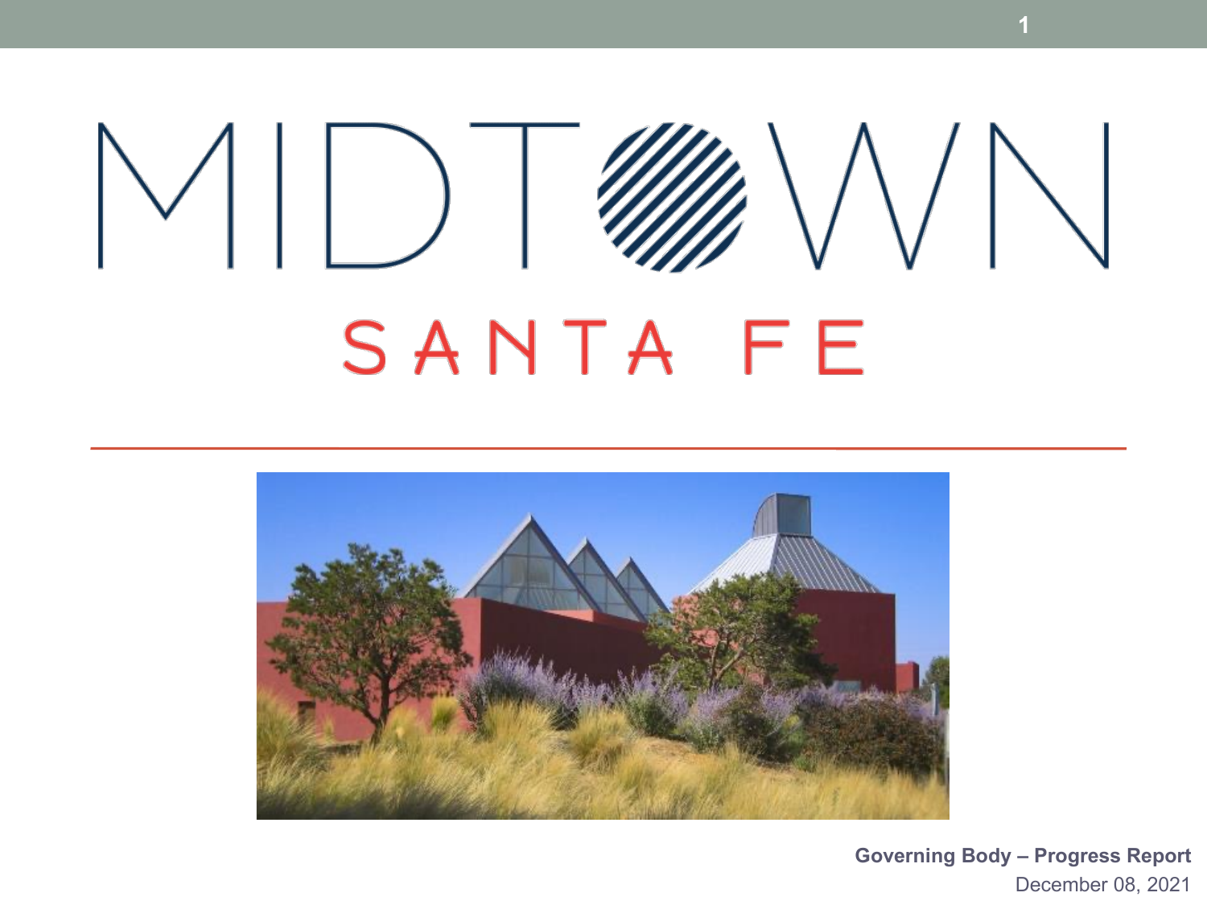# MIDTOWN

## SANTA FE

**Governing Body – Progress Report**

December 08, 2021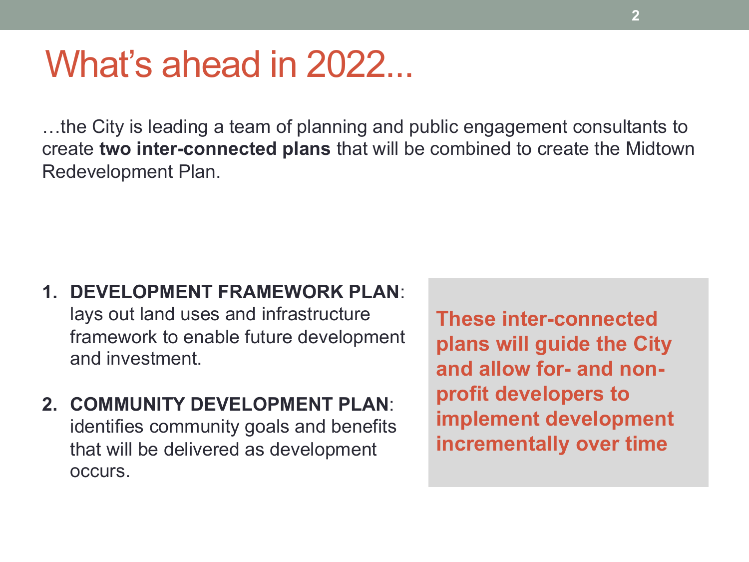# What's ahead in 2022...

…the City is leading a team of planning and public engagement consultants to create **two inter-connected plans** that will be combined to create the Midtown Redevelopment Plan.

1. **DEVELOPMENT FRAMEWORK PLAN**: lays out land uses and infrastructure framework to enable future development and investment.
2. **COMMUNITY DEVELOPMENT PLAN**: identifies community goals and benefits that will be delivered as development occurs.

**These inter-connected plans will guide the City and allow for- and non-profit developers to implement development incrementally over time**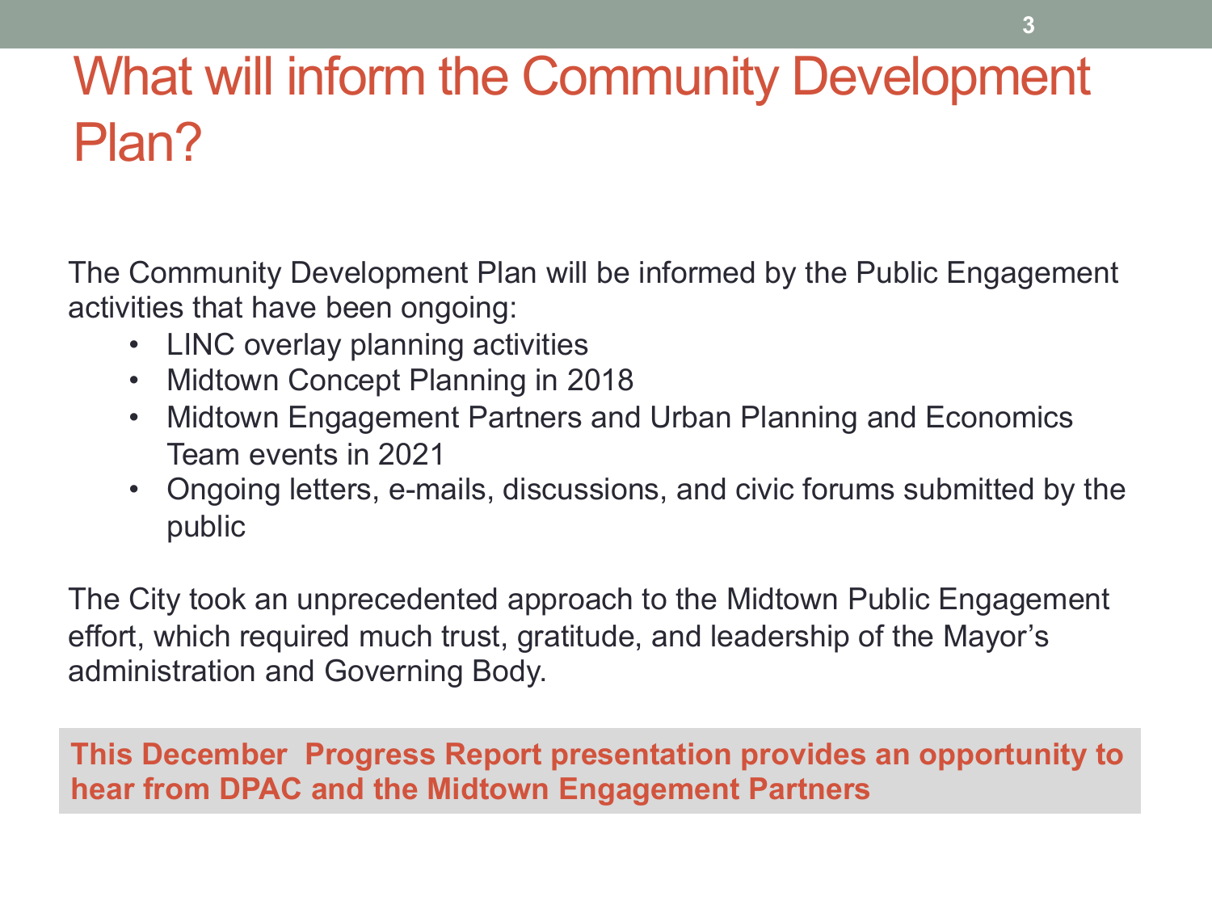# What will inform the Community Development Plan?

The Community Development Plan will be informed by the Public Engagement activities that have been ongoing:

- LINC overlay planning activities
- Midtown Concept Planning in 2018
- Midtown Engagement Partners and Urban Planning and Economics Team events in 2021
- Ongoing letters, e-mails, discussions, and civic forums submitted by the public

The City took an unprecedented approach to the Midtown Public Engagement effort, which required much trust, gratitude, and leadership of the Mayor's administration and Governing Body.

**This December Progress Report presentation provides an opportunity to hear from DPAC and the Midtown Engagement Partners**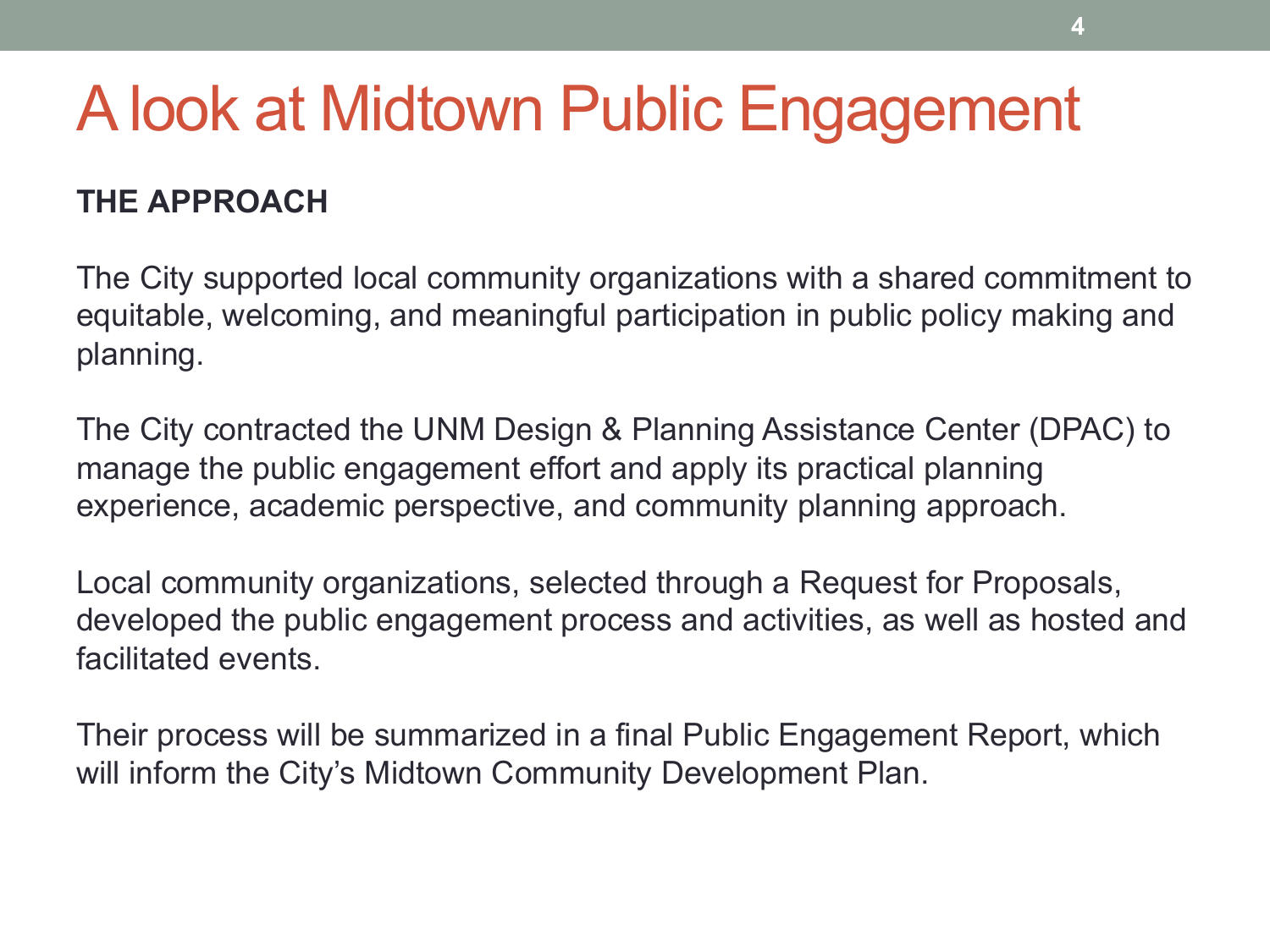# A look at Midtown Public Engagement

**THE APPROACH**

The City supported local community organizations with a shared commitment to equitable, welcoming, and meaningful participation in public policy making and planning.

The City contracted the UNM Design & Planning Assistance Center (DPAC) to manage the public engagement effort and apply its practical planning experience, academic perspective, and community planning approach.

Local community organizations, selected through a Request for Proposals, developed the public engagement process and activities, as well as hosted and facilitated events.

Their process will be summarized in a final Public Engagement Report, which will inform the City's Midtown Community Development Plan.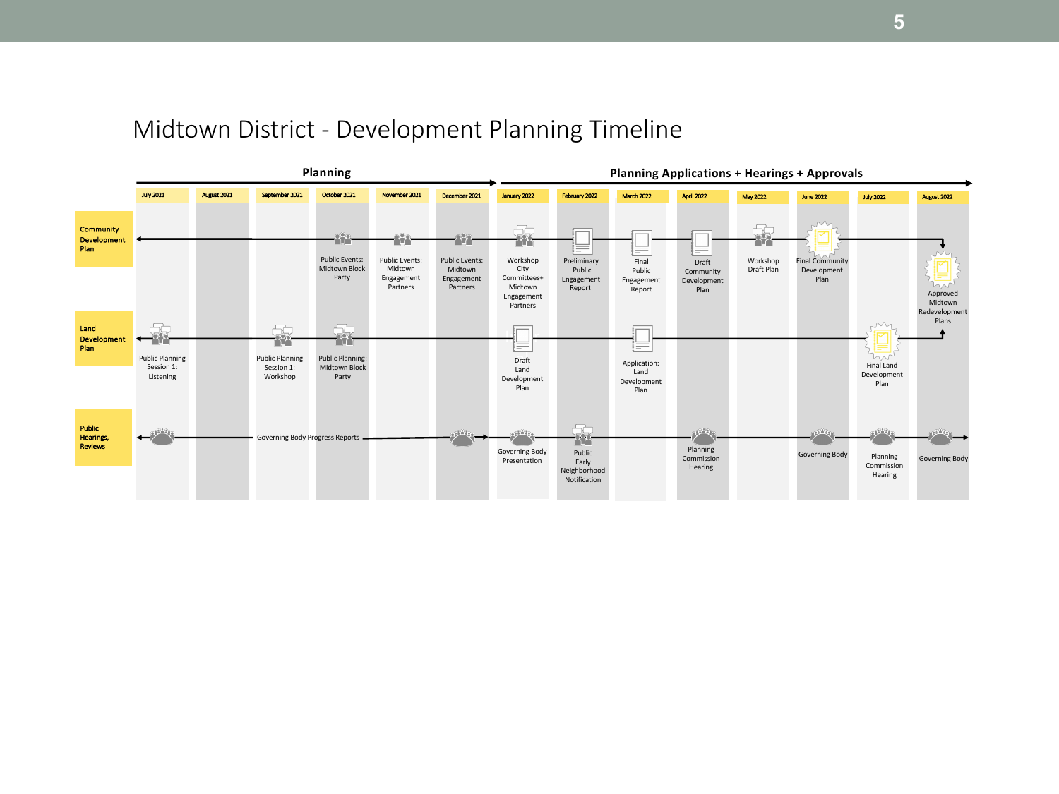# Midtown District - Development Planning Timeline

| | Planning | | | | | | Planning Applications + Hearings + Approvals | | | | | | | |
|---|---|---|---|---|---|---|---|---|---|---|---|---|---|---|
| | July 2021 | August 2021 | September 2021 | October 2021 | November 2021 | December 2021 | January 2022 | February 2022 | March 2022 | April 2022 | May 2022 | June 2022 | July 2022 | August 2022 |
| **Community Development Plan** | | | | Public Events: Midtown Block Party | Public Events: Midtown Engagement Partners | Public Events: Midtown Engagement Partners | Workshop City Committees+ Midtown Engagement Partners | Preliminary Public Engagement Report | Final Public Engagement Report | Draft Community Development Plan | Workshop Draft Plan | Final Community Development Plan | | Approved Midtown Redevelopment Plans |
| **Land Development Plan** | Public Planning Session 1: Listening | | Public Planning Session 1: Workshop | Public Planning: Midtown Block Party | | | Draft Land Development Plan | | Application: Land Development Plan | | | | Final Land Development Plan | |
| **Public Hearings, Reviews** | Governing Body Progress Reports | | | | | | Governing Body Presentation | Public Early Neighborhood Notification | | Planning Commission Hearing | | Governing Body | Planning Commission Hearing | Governing Body |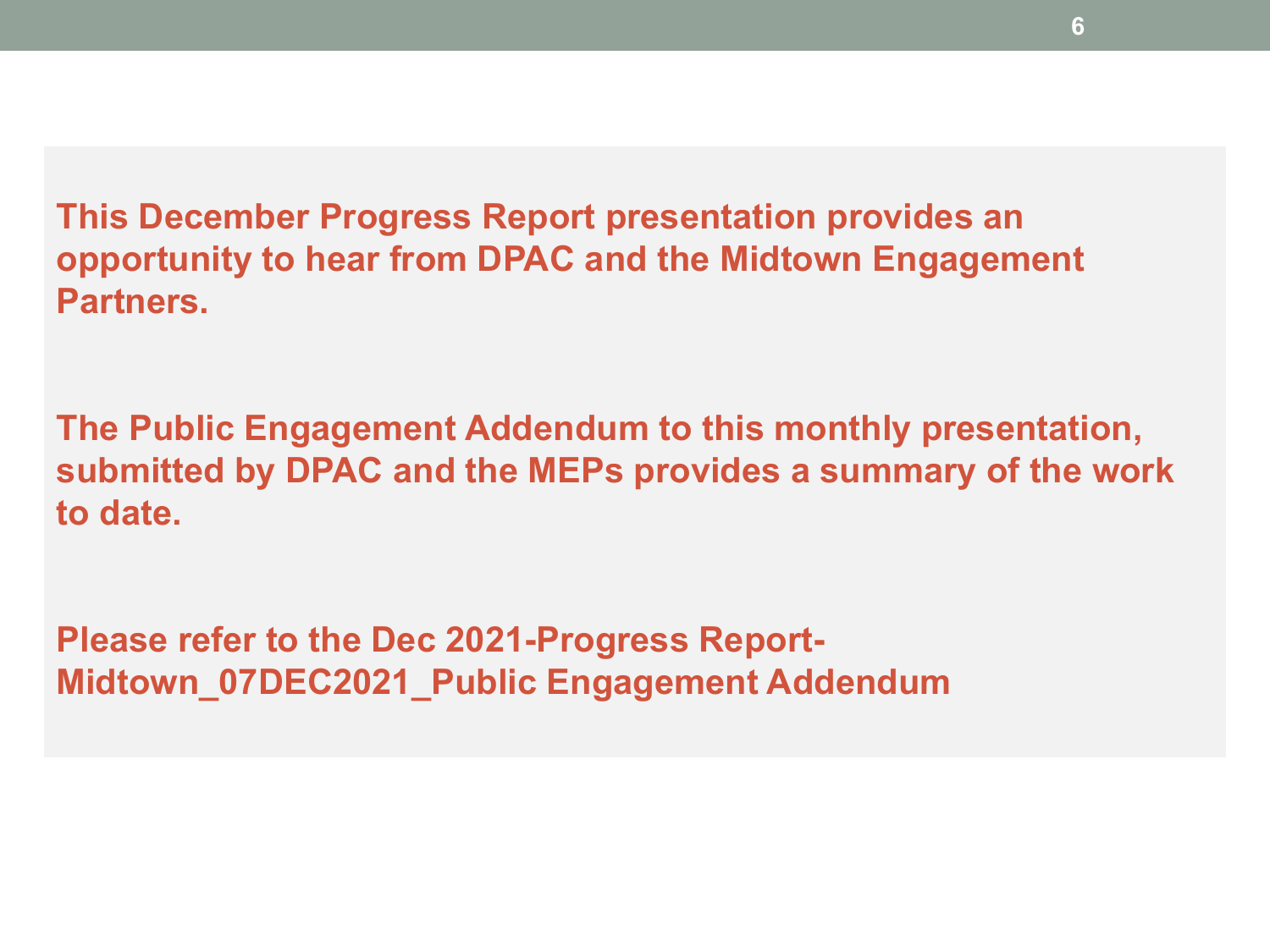**This December Progress Report presentation provides an opportunity to hear from DPAC and the Midtown Engagement Partners.**

**The Public Engagement Addendum to this monthly presentation, submitted by DPAC and the MEPs provides a summary of the work to date.**

**Please refer to the Dec 2021-Progress Report-Midtown_07DEC2021_Public Engagement Addendum**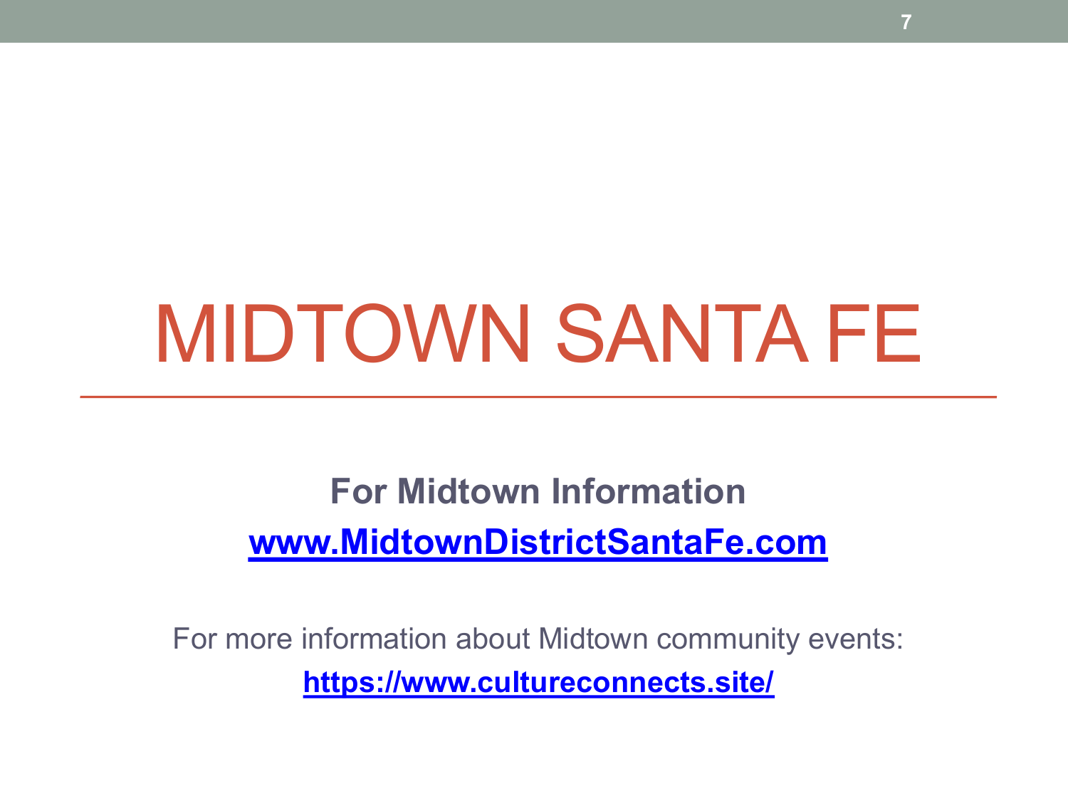# MIDTOWN SANTA FE

**For Midtown Information**

**[www.MidtownDistrictSantaFe.com](http://www.MidtownDistrictSantaFe.com)**

For more information about Midtown community events:

**[https://www.cultureconnects.site/](https://www.cultureconnects.site/)**